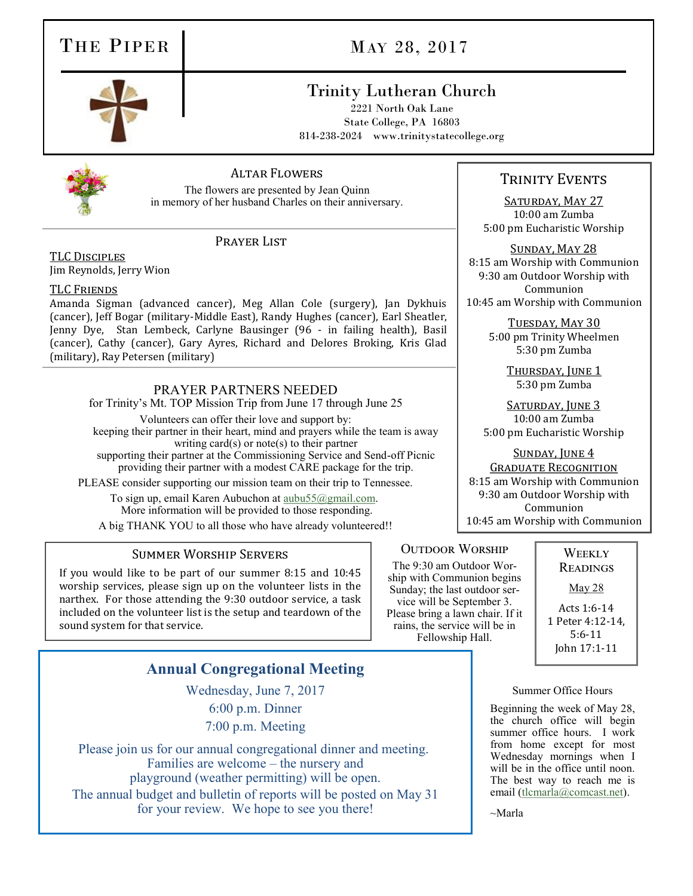# The Piper

## May 28, 2017

## Trinity Lutheran Church

2221 North Oak Lane
State College, PA 16803
814-238-2024 www.trinitystatecollege.org

### Altar Flowers

The flowers are presented by Jean Quinn in memory of her husband Charles on their anniversary.

### Prayer List

**TLC Disciples**
Jim Reynolds, Jerry Wion

**TLC Friends**
Amanda Sigman (advanced cancer), Meg Allan Cole (surgery), Jan Dykhuis (cancer), Jeff Bogar (military-Middle East), Randy Hughes (cancer), Earl Sheatler, Jenny Dye, Stan Lembeck, Carlyne Bausinger (96 - in failing health), Basil (cancer), Cathy (cancer), Gary Ayres, Richard and Delores Broking, Kris Glad (military), Ray Petersen (military)

### PRAYER PARTNERS NEEDED

for Trinity's Mt. TOP Mission Trip from June 17 through June 25

Volunteers can offer their love and support by:
- keeping their partner in their heart, mind and prayers while the team is away
- writing card(s) or note(s) to their partner
- supporting their partner at the Commissioning Service and Send-off Picnic
- providing their partner with a modest CARE package for the trip.

PLEASE consider supporting our mission team on their trip to Tennessee.

To sign up, email Karen Aubuchon at aubu55@gmail.com. More information will be provided to those responding.

A big THANK YOU to all those who have already volunteered!!

### Trinity Events

**Saturday, May 27**
10:00 am Zumba
5:00 pm Eucharistic Worship

**Sunday, May 28**
8:15 am Worship with Communion
9:30 am Outdoor Worship with Communion
10:45 am Worship with Communion

**Tuesday, May 30**
5:00 pm Trinity Wheelmen
5:30 pm Zumba

**Thursday, June 1**
5:30 pm Zumba

**Saturday, June 3**
10:00 am Zumba
5:00 pm Eucharistic Worship

**Sunday, June 4**
**Graduate Recognition**
8:15 am Worship with Communion
9:30 am Outdoor Worship with Communion
10:45 am Worship with Communion

### Summer Worship Servers

If you would like to be part of our summer 8:15 and 10:45 worship services, please sign up on the volunteer lists in the narthex. For those attending the 9:30 outdoor service, a task included on the volunteer list is the setup and teardown of the sound system for that service.

### Outdoor Worship

The 9:30 am Outdoor Worship with Communion begins Sunday; the last outdoor service will be September 3. Please bring a lawn chair. If it rains, the service will be in Fellowship Hall.

### Weekly Readings

**May 28**

Acts 1:6-14
1 Peter 4:12-14, 5:6-11
John 17:1-11

## Annual Congregational Meeting

Wednesday, June 7, 2017
6:00 p.m. Dinner
7:00 p.m. Meeting

Please join us for our annual congregational dinner and meeting. Families are welcome – the nursery and playground (weather permitting) will be open.
The annual budget and bulletin of reports will be posted on May 31 for your review. We hope to see you there!

### Summer Office Hours

Beginning the week of May 28, the church office will begin summer office hours. I work from home except for most Wednesday mornings when I will be in the office until noon. The best way to reach me is email (tlcmarla@comcast.net).

~Marla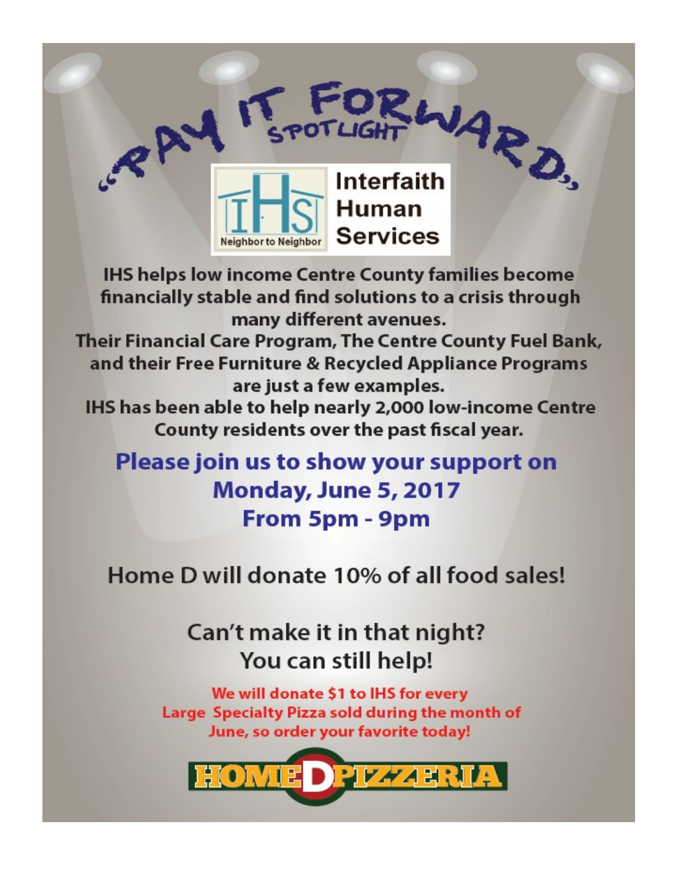# "PAY IT FORWARD"

## SPOTLIGHT

**Interfaith Human Services**

Neighbor to Neighbor

**IHS helps low income Centre County families become financially stable and find solutions to a crisis through many different avenues.**
**Their Financial Care Program, The Centre County Fuel Bank, and their Free Furniture & Recycled Appliance Programs are just a few examples.**
**IHS has been able to help nearly 2,000 low-income Centre County residents over the past fiscal year.**

## Please join us to show your support on Monday, June 5, 2017 From 5pm - 9pm

Home D will donate 10% of all food sales!

Can't make it in that night?
You can still help!

**We will donate $1 to IHS for every Large Specialty Pizza sold during the month of June, so order your favorite today!**

**HOME D PIZZERIA**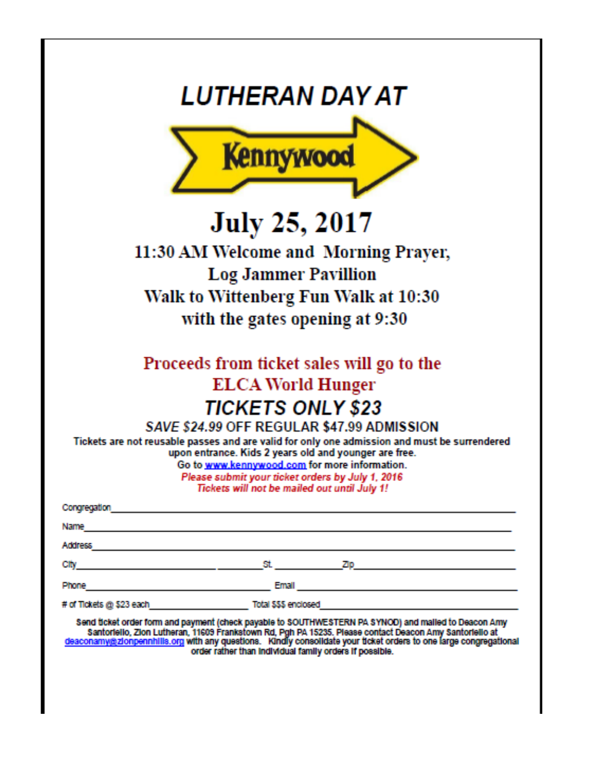# LUTHERAN DAY AT

Kennywood

# July 25, 2017

## 11:30 AM Welcome and Morning Prayer, Log Jammer Pavillion

## Walk to Wittenberg Fun Walk at 10:30 with the gates opening at 9:30

## Proceeds from ticket sales will go to the ELCA World Hunger

## *TICKETS ONLY $23*

*SAVE $24.99* OFF REGULAR $47.99 ADMISSION

**Tickets are not reusable passes and are valid for only one admission and must be surrendered upon entrance. Kids 2 years old and younger are free.**

Go to www.kennywood.com for more information.

***Please submit your ticket orders by July 1, 2016***

***Tickets will not be mailed out until July 1!***

Congregation_______________________________________________

Name_______________________________________________

Address_______________________________________________

City_____________________ _________St. ___________Zip_____________________

Phone_____________________ Email _____________________

# of Tickets @ $23 each_______________ Total $$$ enclosed_____________________

**Send ticket order form and payment (check payable to SOUTHWESTERN PA SYNOD) and mailed to Deacon Amy Santoriello, Zion Lutheran, 11609 Frankstown Rd, Pgh PA 15235. Please contact Deacon Amy Santoriello at deaconamy@zionpennhills.org with any questions. Kindly consolidate your ticket orders to one large congregational order rather than individual family orders if possible.**